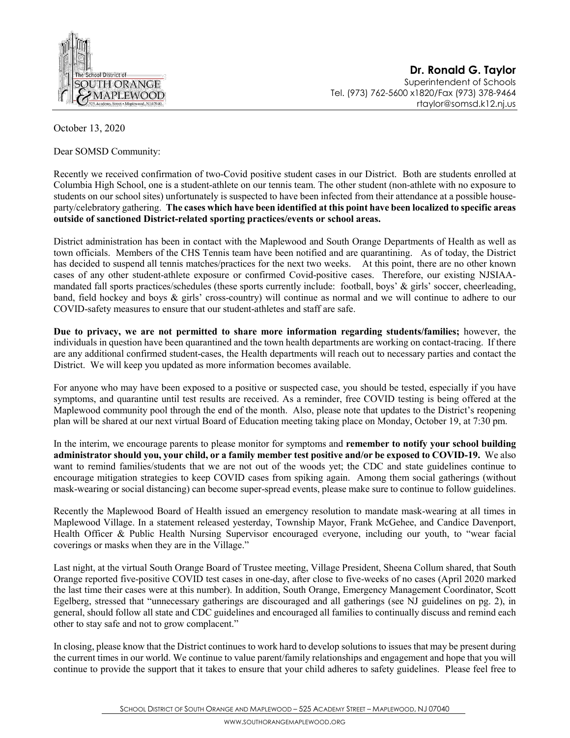**Dr. Ronald G. Taylor**
Superintendent of Schools
Tel. (973) 762-5600 x1820/Fax (973) 378-9464
rtaylor@somsd.k12.nj.us

October 13, 2020

Dear SOMSD Community:

Recently we received confirmation of two-Covid positive student cases in our District. Both are students enrolled at Columbia High School, one is a student-athlete on our tennis team. The other student (non-athlete with no exposure to students on our school sites) unfortunately is suspected to have been infected from their attendance at a possible house-party/celebratory gathering. **The cases which have been identified at this point have been localized to specific areas outside of sanctioned District-related sporting practices/events or school areas.**

District administration has been in contact with the Maplewood and South Orange Departments of Health as well as town officials. Members of the CHS Tennis team have been notified and are quarantining. As of today, the District has decided to suspend all tennis matches/practices for the next two weeks. At this point, there are no other known cases of any other student-athlete exposure or confirmed Covid-positive cases. Therefore, our existing NJSIAA-mandated fall sports practices/schedules (these sports currently include: football, boys' & girls' soccer, cheerleading, band, field hockey and boys & girls' cross-country) will continue as normal and we will continue to adhere to our COVID-safety measures to ensure that our student-athletes and staff are safe.

**Due to privacy, we are not permitted to share more information regarding students/families;** however, the individuals in question have been quarantined and the town health departments are working on contact-tracing. If there are any additional confirmed student-cases, the Health departments will reach out to necessary parties and contact the District. We will keep you updated as more information becomes available.

For anyone who may have been exposed to a positive or suspected case, you should be tested, especially if you have symptoms, and quarantine until test results are received. As a reminder, free COVID testing is being offered at the Maplewood community pool through the end of the month. Also, please note that updates to the District's reopening plan will be shared at our next virtual Board of Education meeting taking place on Monday, October 19, at 7:30 pm.

In the interim, we encourage parents to please monitor for symptoms and **remember to notify your school building administrator should you, your child, or a family member test positive and/or be exposed to COVID-19.** We also want to remind families/students that we are not out of the woods yet; the CDC and state guidelines continue to encourage mitigation strategies to keep COVID cases from spiking again. Among them social gatherings (without mask-wearing or social distancing) can become super-spread events, please make sure to continue to follow guidelines.

Recently the Maplewood Board of Health issued an emergency resolution to mandate mask-wearing at all times in Maplewood Village. In a statement released yesterday, Township Mayor, Frank McGehee, and Candice Davenport, Health Officer & Public Health Nursing Supervisor encouraged everyone, including our youth, to "wear facial coverings or masks when they are in the Village."

Last night, at the virtual South Orange Board of Trustee meeting, Village President, Sheena Collum shared, that South Orange reported five-positive COVID test cases in one-day, after close to five-weeks of no cases (April 2020 marked the last time their cases were at this number). In addition, South Orange, Emergency Management Coordinator, Scott Egelberg, stressed that "unnecessary gatherings are discouraged and all gatherings (see NJ guidelines on pg. 2), in general, should follow all state and CDC guidelines and encouraged all families to continually discuss and remind each other to stay safe and not to grow complacent."

In closing, please know that the District continues to work hard to develop solutions to issues that may be present during the current times in our world. We continue to value parent/family relationships and engagement and hope that you will continue to provide the support that it takes to ensure that your child adheres to safety guidelines. Please feel free to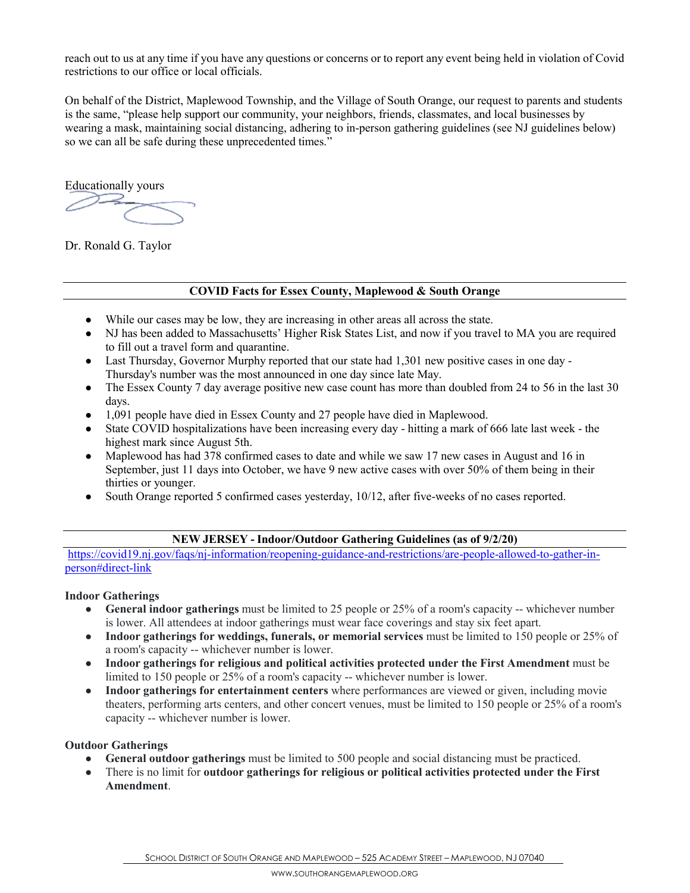reach out to us at any time if you have any questions or concerns or to report any event being held in violation of Covid restrictions to our office or local officials.

On behalf of the District, Maplewood Township, and the Village of South Orange, our request to parents and students is the same, "please help support our community, your neighbors, friends, classmates, and local businesses by wearing a mask, maintaining social distancing, adhering to in-person gathering guidelines (see NJ guidelines below) so we can all be safe during these unprecedented times."

Educationally yours

Dr. Ronald G. Taylor

---

**COVID Facts for Essex County, Maplewood & South Orange**

---

- While our cases may be low, they are increasing in other areas all across the state.
- NJ has been added to Massachusetts' Higher Risk States List, and now if you travel to MA you are required to fill out a travel form and quarantine.
- Last Thursday, Governor Murphy reported that our state had 1,301 new positive cases in one day - Thursday's number was the most announced in one day since late May.
- The Essex County 7 day average positive new case count has more than doubled from 24 to 56 in the last 30 days.
- 1,091 people have died in Essex County and 27 people have died in Maplewood.
- State COVID hospitalizations have been increasing every day - hitting a mark of 666 late last week - the highest mark since August 5th.
- Maplewood has had 378 confirmed cases to date and while we saw 17 new cases in August and 16 in September, just 11 days into October, we have 9 new active cases with over 50% of them being in their thirties or younger.
- South Orange reported 5 confirmed cases yesterday, 10/12, after five-weeks of no cases reported.

---

**NEW JERSEY - Indoor/Outdoor Gathering Guidelines (as of 9/2/20)**

---

https://covid19.nj.gov/faqs/nj-information/reopening-guidance-and-restrictions/are-people-allowed-to-gather-in-person#direct-link

**Indoor Gatherings**

- **General indoor gatherings** must be limited to 25 people or 25% of a room's capacity -- whichever number is lower. All attendees at indoor gatherings must wear face coverings and stay six feet apart.
- **Indoor gatherings for weddings, funerals, or memorial services** must be limited to 150 people or 25% of a room's capacity -- whichever number is lower.
- **Indoor gatherings for religious and political activities protected under the First Amendment** must be limited to 150 people or 25% of a room's capacity -- whichever number is lower.
- **Indoor gatherings for entertainment centers** where performances are viewed or given, including movie theaters, performing arts centers, and other concert venues, must be limited to 150 people or 25% of a room's capacity -- whichever number is lower.

**Outdoor Gatherings**

- **General outdoor gatherings** must be limited to 500 people and social distancing must be practiced.
- There is no limit for **outdoor gatherings for religious or political activities protected under the First Amendment**.